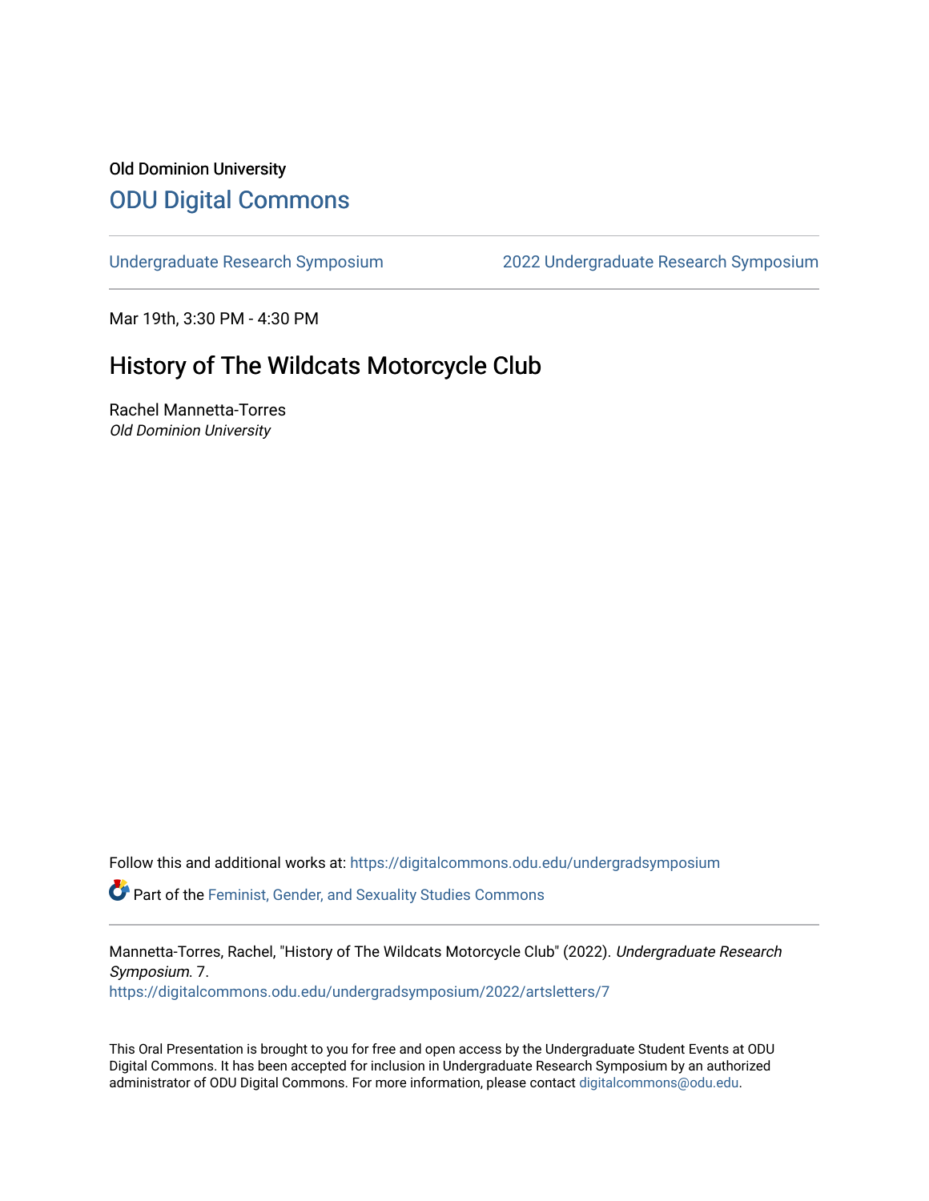Old Dominion University

## ODU Digital Commons

Undergraduate Research Symposium 2022 Undergraduate Research Symposium

Mar 19th, 3:30 PM - 4:30 PM

# History of The Wildcats Motorcycle Club

Rachel Mannetta-Torres
*Old Dominion University*

Follow this and additional works at: https://digitalcommons.odu.edu/undergradsymposium

Part of the Feminist, Gender, and Sexuality Studies Commons

Mannetta-Torres, Rachel, "History of The Wildcats Motorcycle Club" (2022). *Undergraduate Research Symposium*. 7.
https://digitalcommons.odu.edu/undergradsymposium/2022/artsletters/7

This Oral Presentation is brought to you for free and open access by the Undergraduate Student Events at ODU Digital Commons. It has been accepted for inclusion in Undergraduate Research Symposium by an authorized administrator of ODU Digital Commons. For more information, please contact digitalcommons@odu.edu.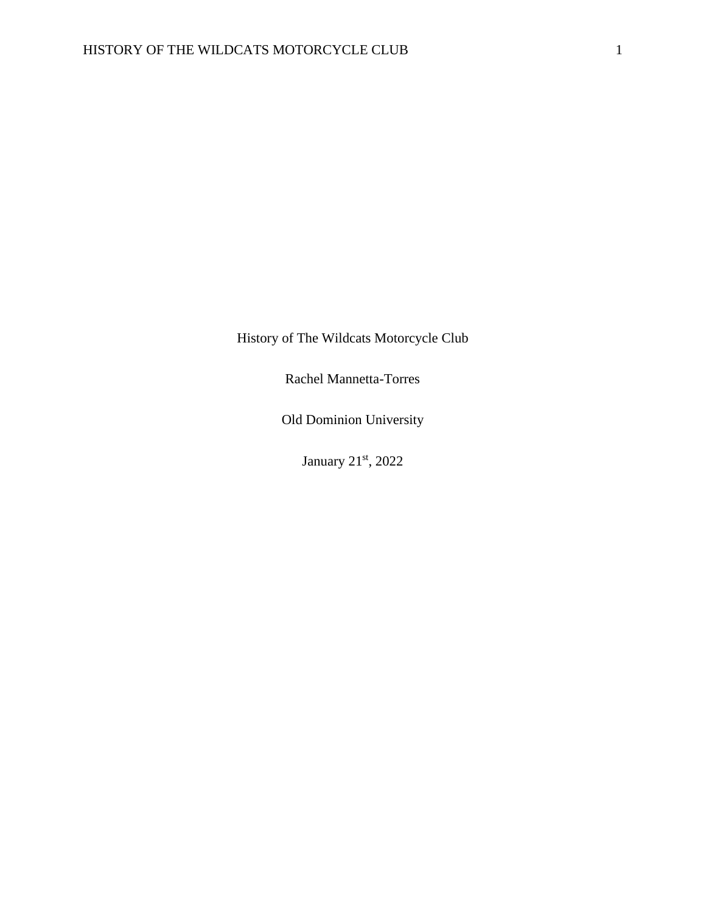History of The Wildcats Motorcycle Club

Rachel Mannetta-Torres

Old Dominion University

January 21st, 2022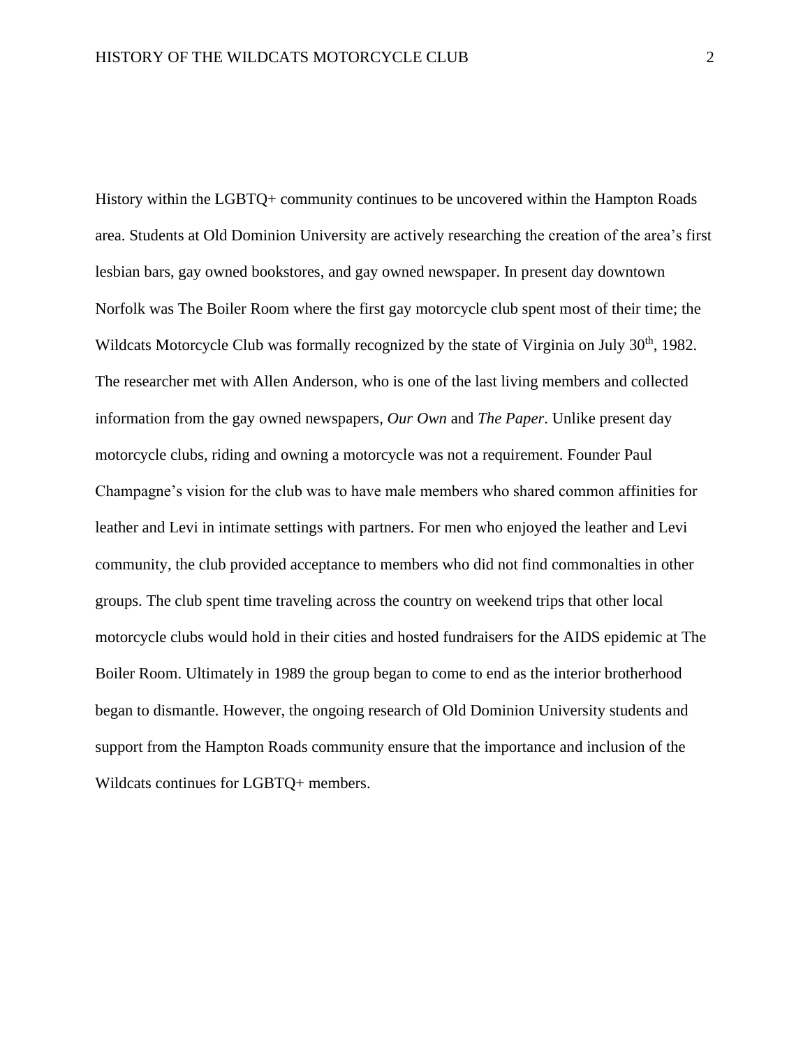History within the LGBTQ+ community continues to be uncovered within the Hampton Roads area. Students at Old Dominion University are actively researching the creation of the area's first lesbian bars, gay owned bookstores, and gay owned newspaper. In present day downtown Norfolk was The Boiler Room where the first gay motorcycle club spent most of their time; the Wildcats Motorcycle Club was formally recognized by the state of Virginia on July 30th, 1982. The researcher met with Allen Anderson, who is one of the last living members and collected information from the gay owned newspapers, *Our Own* and *The Paper*. Unlike present day motorcycle clubs, riding and owning a motorcycle was not a requirement. Founder Paul Champagne's vision for the club was to have male members who shared common affinities for leather and Levi in intimate settings with partners. For men who enjoyed the leather and Levi community, the club provided acceptance to members who did not find commonalties in other groups. The club spent time traveling across the country on weekend trips that other local motorcycle clubs would hold in their cities and hosted fundraisers for the AIDS epidemic at The Boiler Room. Ultimately in 1989 the group began to come to end as the interior brotherhood began to dismantle. However, the ongoing research of Old Dominion University students and support from the Hampton Roads community ensure that the importance and inclusion of the Wildcats continues for LGBTQ+ members.